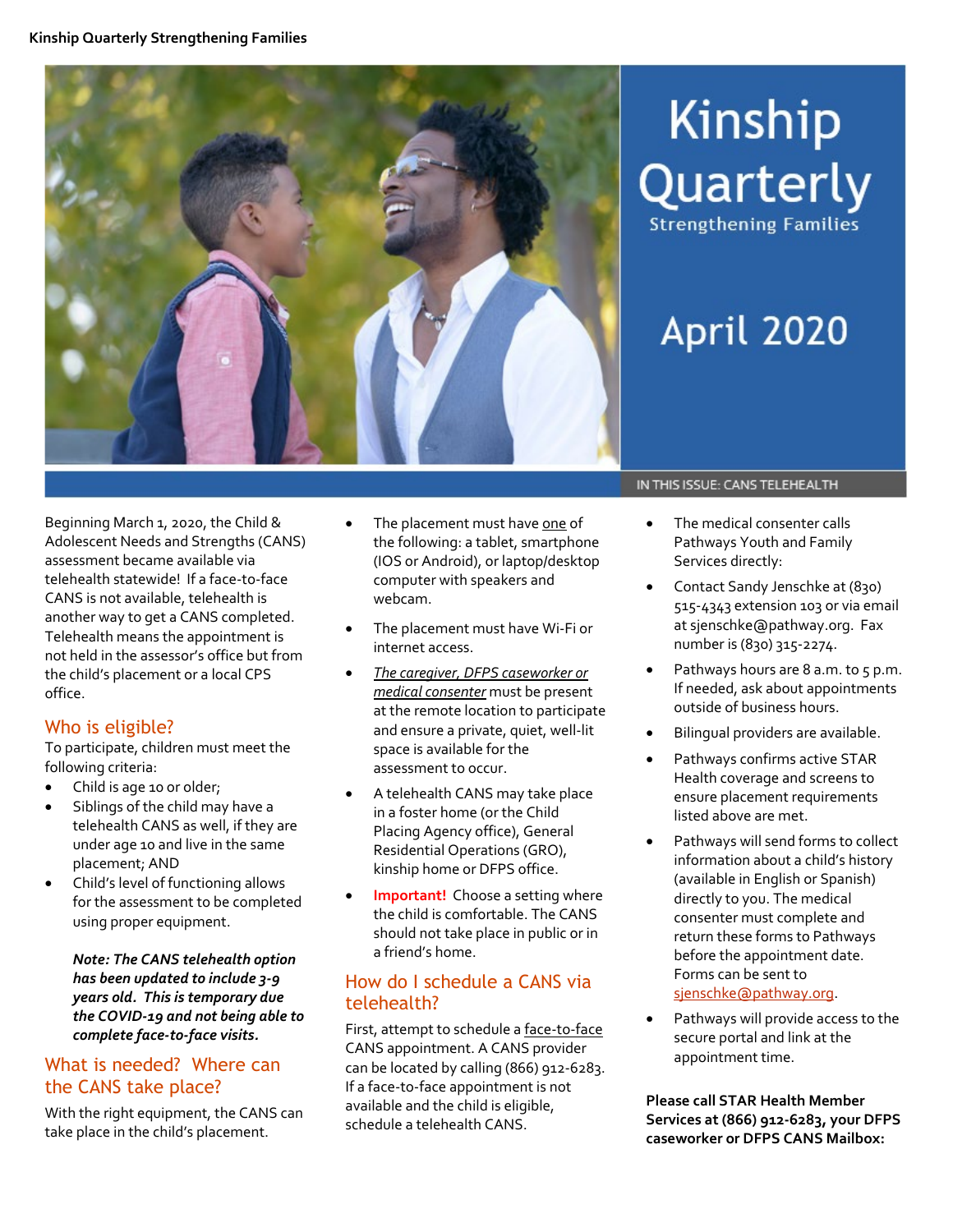# Kinship Quarterly

Strengthening Families

April 2020

IN THIS ISSUE: CANS TELEHEALTH

Beginning March 1, 2020, the Child & Adolescent Needs and Strengths (CANS) assessment became available via telehealth statewide! If a face-to-face CANS is not available, telehealth is another way to get a CANS completed. Telehealth means the appointment is not held in the assessor's office but from the child's placement or a local CPS office.

## Who is eligible?

To participate, children must meet the following criteria:

- Child is age 10 or older;
- Siblings of the child may have a telehealth CANS as well, if they are under age 10 and live in the same placement; AND
- Child's level of functioning allows for the assessment to be completed using proper equipment.

***Note: The CANS telehealth option has been updated to include 3-9 years old. This is temporary due the COVID-19 and not being able to complete face-to-face visits.***

## What is needed? Where can the CANS take place?

With the right equipment, the CANS can take place in the child's placement.

- The placement must have one of the following: a tablet, smartphone (IOS or Android), or laptop/desktop computer with speakers and webcam.
- The placement must have Wi-Fi or internet access.
- *The caregiver, DFPS caseworker or medical consenter* must be present at the remote location to participate and ensure a private, quiet, well-lit space is available for the assessment to occur.
- A telehealth CANS may take place in a foster home (or the Child Placing Agency office), General Residential Operations (GRO), kinship home or DFPS office.
- **Important!** Choose a setting where the child is comfortable. The CANS should not take place in public or in a friend's home.

## How do I schedule a CANS via telehealth?

First, attempt to schedule a face-to-face CANS appointment. A CANS provider can be located by calling (866) 912-6283. If a face-to-face appointment is not available and the child is eligible, schedule a telehealth CANS.

- The medical consenter calls Pathways Youth and Family Services directly:
- Contact Sandy Jenschke at (830) 515-4343 extension 103 or via email at sjenschke@pathway.org. Fax number is (830) 315-2274.
- Pathways hours are 8 a.m. to 5 p.m. If needed, ask about appointments outside of business hours.
- Bilingual providers are available.
- Pathways confirms active STAR Health coverage and screens to ensure placement requirements listed above are met.
- Pathways will send forms to collect information about a child's history (available in English or Spanish) directly to you. The medical consenter must complete and return these forms to Pathways before the appointment date. Forms can be sent to sjenschke@pathway.org.
- Pathways will provide access to the secure portal and link at the appointment time.

**Please call STAR Health Member Services at (866) 912-6283, your DFPS caseworker or DFPS CANS Mailbox:**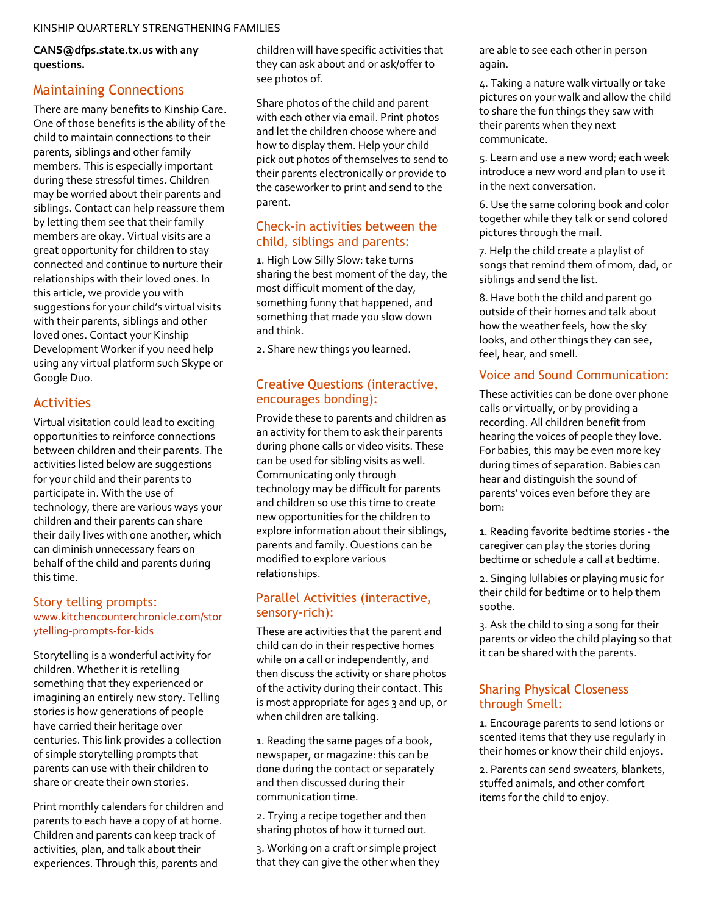**CANS@dfps.state.tx.us with any questions.**

## Maintaining Connections

There are many benefits to Kinship Care. One of those benefits is the ability of the child to maintain connections to their parents, siblings and other family members. This is especially important during these stressful times. Children may be worried about their parents and siblings. Contact can help reassure them by letting them see that their family members are okay**.** Virtual visits are a great opportunity for children to stay connected and continue to nurture their relationships with their loved ones. In this article, we provide you with suggestions for your child's virtual visits with their parents, siblings and other loved ones. Contact your Kinship Development Worker if you need help using any virtual platform such Skype or Google Duo.

## Activities

Virtual visitation could lead to exciting opportunities to reinforce connections between children and their parents. The activities listed below are suggestions for your child and their parents to participate in. With the use of technology, there are various ways your children and their parents can share their daily lives with one another, which can diminish unnecessary fears on behalf of the child and parents during this time.

### Story telling prompts:

www.kitchencounterchronicle.com/storytelling-prompts-for-kids

Storytelling is a wonderful activity for children. Whether it is retelling something that they experienced or imagining an entirely new story. Telling stories is how generations of people have carried their heritage over centuries. This link provides a collection of simple storytelling prompts that parents can use with their children to share or create their own stories.

Print monthly calendars for children and parents to each have a copy of at home. Children and parents can keep track of activities, plan, and talk about their experiences. Through this, parents and children will have specific activities that they can ask about and or ask/offer to see photos of.

Share photos of the child and parent with each other via email. Print photos and let the children choose where and how to display them. Help your child pick out photos of themselves to send to their parents electronically or provide to the caseworker to print and send to the parent.

### Check-in activities between the child, siblings and parents:

1. High Low Silly Slow: take turns sharing the best moment of the day, the most difficult moment of the day, something funny that happened, and something that made you slow down and think.
2. Share new things you learned.

### Creative Questions (interactive, encourages bonding):

Provide these to parents and children as an activity for them to ask their parents during phone calls or video visits. These can be used for sibling visits as well. Communicating only through technology may be difficult for parents and children so use this time to create new opportunities for the children to explore information about their siblings, parents and family. Questions can be modified to explore various relationships.

### Parallel Activities (interactive, sensory-rich):

These are activities that the parent and child can do in their respective homes while on a call or independently, and then discuss the activity or share photos of the activity during their contact. This is most appropriate for ages 3 and up, or when children are talking.

1. Reading the same pages of a book, newspaper, or magazine: this can be done during the contact or separately and then discussed during their communication time.
2. Trying a recipe together and then sharing photos of how it turned out.
3. Working on a craft or simple project that they can give the other when they are able to see each other in person again.
4. Taking a nature walk virtually or take pictures on your walk and allow the child to share the fun things they saw with their parents when they next communicate.
5. Learn and use a new word; each week introduce a new word and plan to use it in the next conversation.
6. Use the same coloring book and color together while they talk or send colored pictures through the mail.
7. Help the child create a playlist of songs that remind them of mom, dad, or siblings and send the list.
8. Have both the child and parent go outside of their homes and talk about how the weather feels, how the sky looks, and other things they can see, feel, hear, and smell.

### Voice and Sound Communication:

These activities can be done over phone calls or virtually, or by providing a recording. All children benefit from hearing the voices of people they love. For babies, this may be even more key during times of separation. Babies can hear and distinguish the sound of parents' voices even before they are born:

1. Reading favorite bedtime stories - the caregiver can play the stories during bedtime or schedule a call at bedtime.
2. Singing lullabies or playing music for their child for bedtime or to help them soothe.
3. Ask the child to sing a song for their parents or video the child playing so that it can be shared with the parents.

### Sharing Physical Closeness through Smell:

1. Encourage parents to send lotions or scented items that they use regularly in their homes or know their child enjoys.
2. Parents can send sweaters, blankets, stuffed animals, and other comfort items for the child to enjoy.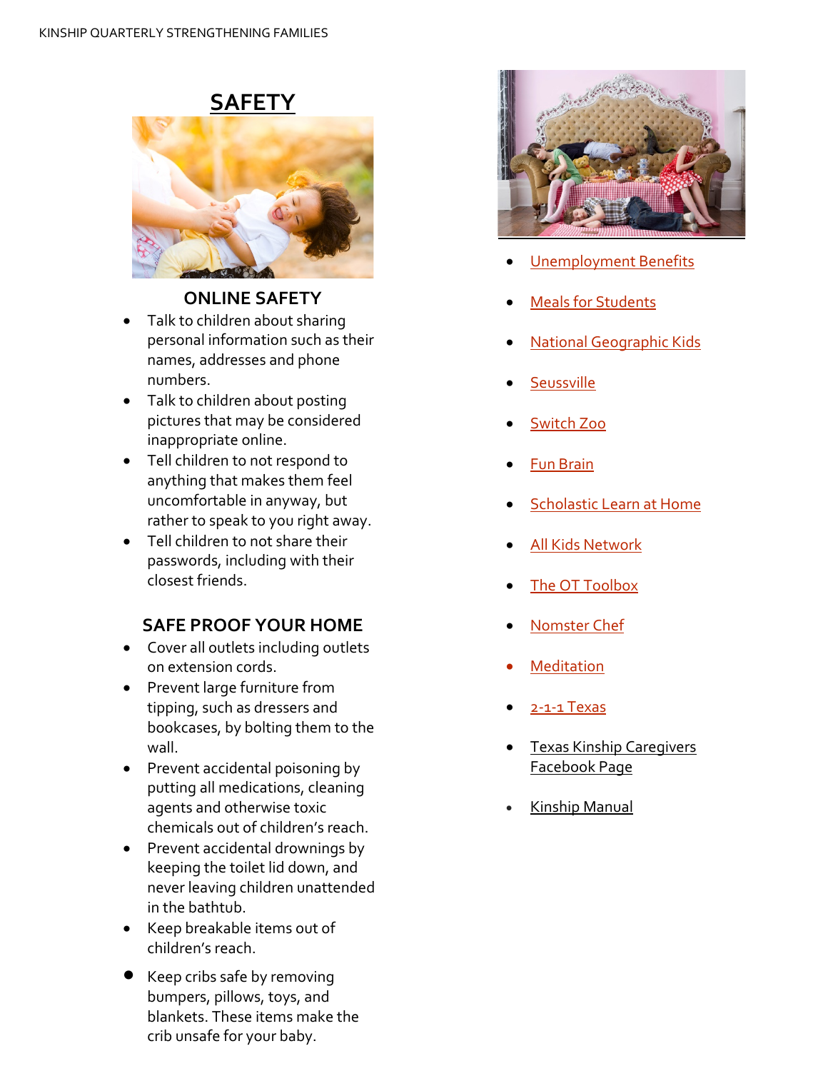# SAFETY

## ONLINE SAFETY

- Talk to children about sharing personal information such as their names, addresses and phone numbers.
- Talk to children about posting pictures that may be considered inappropriate online.
- Tell children to not respond to anything that makes them feel uncomfortable in anyway, but rather to speak to you right away.
- Tell children to not share their passwords, including with their closest friends.

## SAFE PROOF YOUR HOME

- Cover all outlets including outlets on extension cords.
- Prevent large furniture from tipping, such as dressers and bookcases, by bolting them to the wall.
- Prevent accidental poisoning by putting all medications, cleaning agents and otherwise toxic chemicals out of children's reach.
- Prevent accidental drownings by keeping the toilet lid down, and never leaving children unattended in the bathtub.
- Keep breakable items out of children's reach.
- Keep cribs safe by removing bumpers, pillows, toys, and blankets. These items make the crib unsafe for your baby.

- Unemployment Benefits
- Meals for Students
- National Geographic Kids
- Seussville
- Switch Zoo
- Fun Brain
- Scholastic Learn at Home
- All Kids Network
- The OT Toolbox
- Nomster Chef
- Meditation
- 2-1-1 Texas
- Texas Kinship Caregivers Facebook Page
- Kinship Manual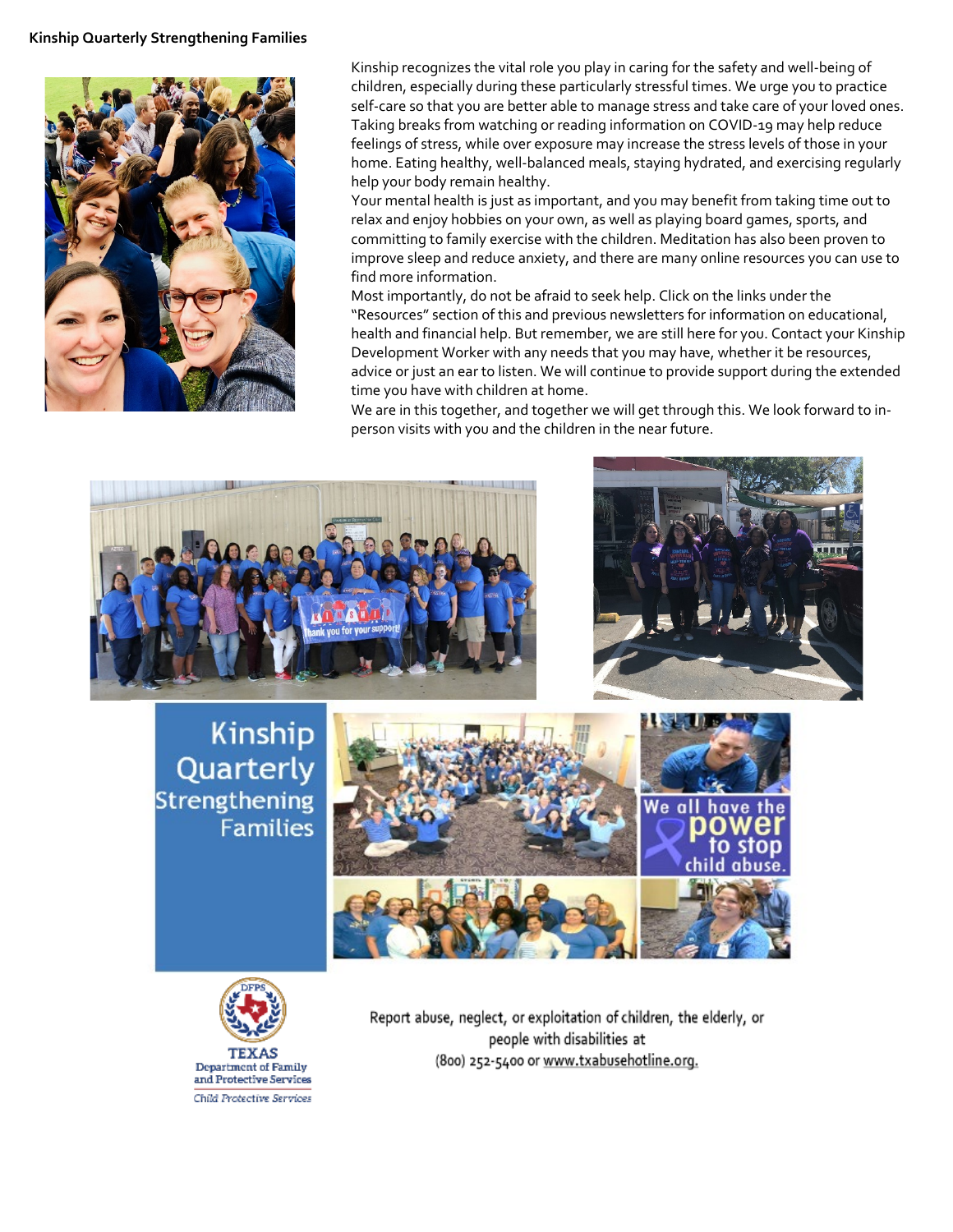**Kinship Quarterly Strengthening Families**

Kinship recognizes the vital role you play in caring for the safety and well-being of children, especially during these particularly stressful times. We urge you to practice self-care so that you are better able to manage stress and take care of your loved ones. Taking breaks from watching or reading information on COVID-19 may help reduce feelings of stress, while over exposure may increase the stress levels of those in your home. Eating healthy, well-balanced meals, staying hydrated, and exercising regularly help your body remain healthy.

Your mental health is just as important, and you may benefit from taking time out to relax and enjoy hobbies on your own, as well as playing board games, sports, and committing to family exercise with the children. Meditation has also been proven to improve sleep and reduce anxiety, and there are many online resources you can use to find more information.

Most importantly, do not be afraid to seek help. Click on the links under the "Resources" section of this and previous newsletters for information on educational, health and financial help. But remember, we are still here for you. Contact your Kinship Development Worker with any needs that you may have, whether it be resources, advice or just an ear to listen. We will continue to provide support during the extended time you have with children at home.

We are in this together, and together we will get through this. We look forward to in-person visits with you and the children in the near future.

Kinship Quarterly Strengthening Families

We all have the power to stop child abuse.

TEXAS Department of Family and Protective Services

Child Protective Services

Report abuse, neglect, or exploitation of children, the elderly, or people with disabilities at (800) 252-5400 or www.txabusehotline.org.